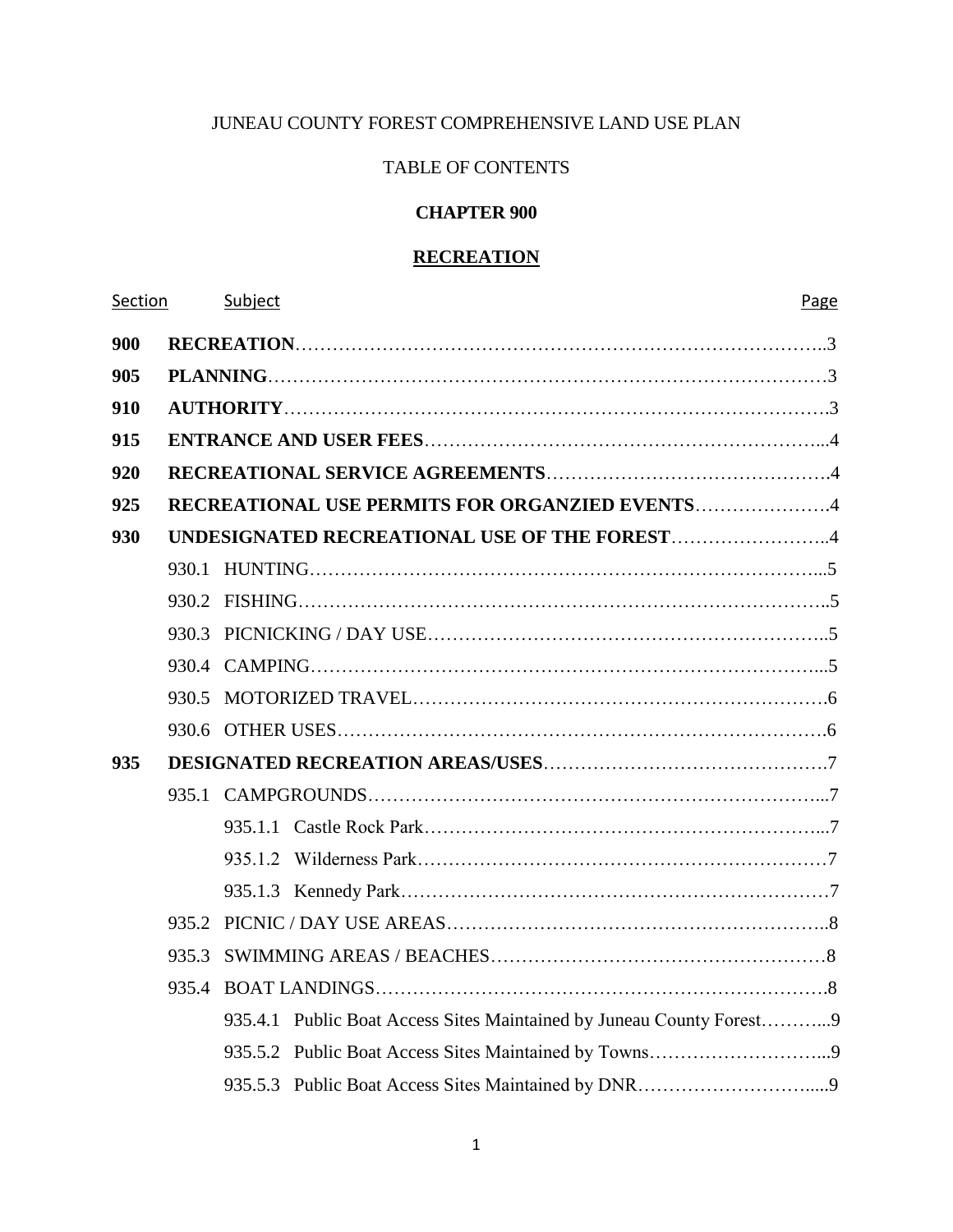JUNEAU COUNTY FOREST COMPREHENSIVE LAND USE PLAN

TABLE OF CONTENTS

**CHAPTER 900**

**RECREATION**

| Section | Subject | Page |
|---|---|---|
| **900** | **RECREATION** | 3 |
| **905** | **PLANNING** | 3 |
| **910** | **AUTHORITY** | 3 |
| **915** | **ENTRANCE AND USER FEES** | 4 |
| **920** | **RECREATIONAL SERVICE AGREEMENTS** | 4 |
| **925** | **RECREATIONAL USE PERMITS FOR ORGANZIED EVENTS** | 4 |
| **930** | **UNDESIGNATED RECREATIONAL USE OF THE FOREST** | 4 |
| | 930.1 HUNTING | 5 |
| | 930.2 FISHING | 5 |
| | 930.3 PICNICKING / DAY USE | 5 |
| | 930.4 CAMPING | 5 |
| | 930.5 MOTORIZED TRAVEL | 6 |
| | 930.6 OTHER USES | 6 |
| **935** | **DESIGNATED RECREATION AREAS/USES** | 7 |
| | 935.1 CAMPGROUNDS | 7 |
| | 935.1.1 Castle Rock Park | 7 |
| | 935.1.2 Wilderness Park | 7 |
| | 935.1.3 Kennedy Park | 7 |
| | 935.2 PICNIC / DAY USE AREAS | 8 |
| | 935.3 SWIMMING AREAS / BEACHES | 8 |
| | 935.4 BOAT LANDINGS | 8 |
| | 935.4.1 Public Boat Access Sites Maintained by Juneau County Forest | 9 |
| | 935.5.2 Public Boat Access Sites Maintained by Towns | 9 |
| | 935.5.3 Public Boat Access Sites Maintained by DNR | 9 |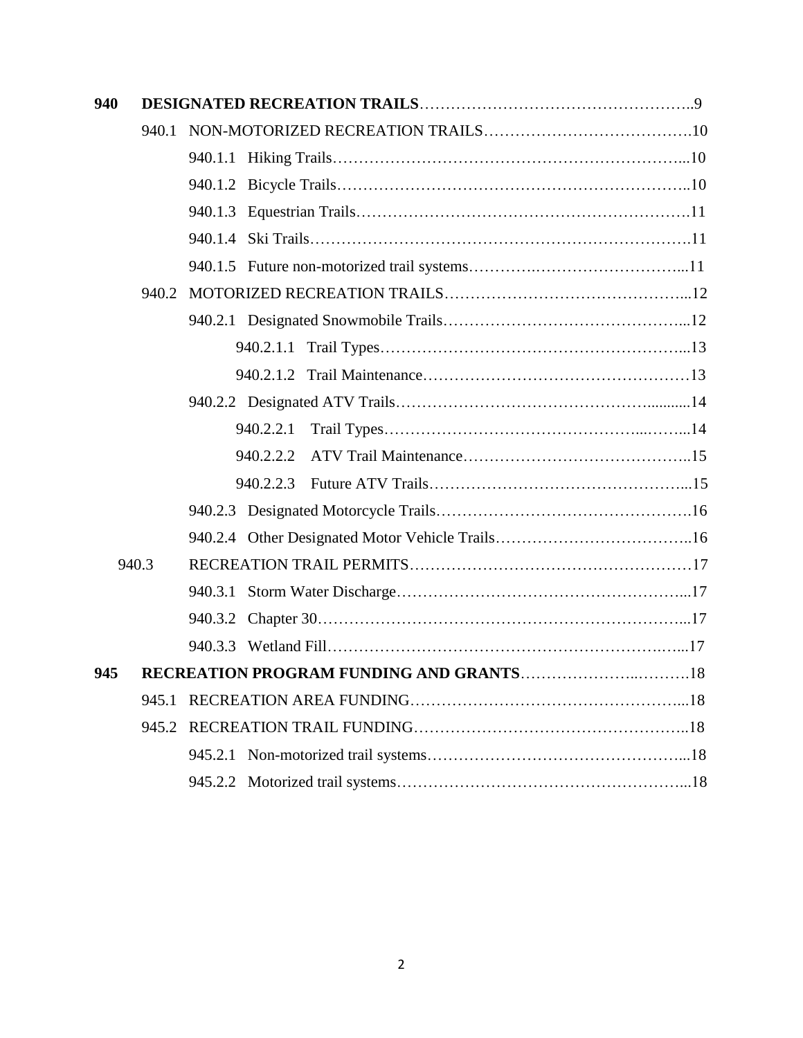**940 DESIGNATED RECREATION TRAILS**…………………………………………..9

940.1 NON-MOTORIZED RECREATION TRAILS………………………………….10

940.1.1 Hiking Trails…………………………………………………………...10

940.1.2 Bicycle Trails…………………………………………………………..10

940.1.3 Equestrian Trails……………………………………………………….11

940.1.4 Ski Trails……………………………………………………………….11

940.1.5 Future non-motorized trail systems…………………………………...11

940.2 MOTORIZED RECREATION TRAILS……………………………………...12

940.2.1 Designated Snowmobile Trails………………………………………...12

940.2.1.1 Trail Types…………………………………………………...13

940.2.1.2 Trail Maintenance……………………………………………13

940.2.2 Designated ATV Trails………………………………………...........14

940.2.2.1 Trail Types…………………………………………...……...14

940.2.2.2 ATV Trail Maintenance……………………………………..15

940.2.2.3 Future ATV Trails…………………………………………...15

940.2.3 Designated Motorcycle Trails………………………………………….16

940.2.4 Other Designated Motor Vehicle Trails………………………………..16

940.3 RECREATION TRAIL PERMITS……………………………………………17

940.3.1 Storm Water Discharge………………………………………………...17

940.3.2 Chapter 30……………………………………………………………...17

940.3.3 Wetland Fill……………………………………………………….…...17

**945 RECREATION PROGRAM FUNDING AND GRANTS**…………………..……….18

945.1 RECREATION AREA FUNDING…………………………………………...18

945.2 RECREATION TRAIL FUNDING…………………………………………..18

945.2.1 Non-motorized trail systems…………………………………………...18

945.2.2 Motorized trail systems………………………………………………...18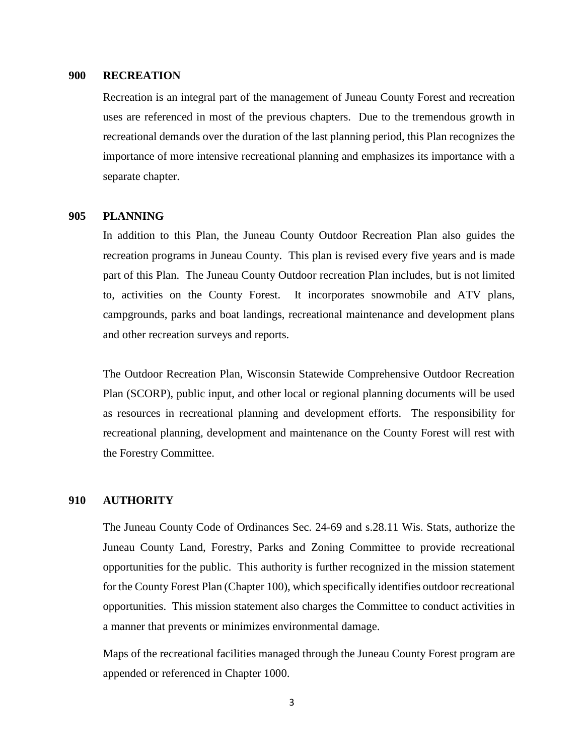## 900 RECREATION

Recreation is an integral part of the management of Juneau County Forest and recreation uses are referenced in most of the previous chapters. Due to the tremendous growth in recreational demands over the duration of the last planning period, this Plan recognizes the importance of more intensive recreational planning and emphasizes its importance with a separate chapter.

## 905 PLANNING

In addition to this Plan, the Juneau County Outdoor Recreation Plan also guides the recreation programs in Juneau County. This plan is revised every five years and is made part of this Plan. The Juneau County Outdoor recreation Plan includes, but is not limited to, activities on the County Forest. It incorporates snowmobile and ATV plans, campgrounds, parks and boat landings, recreational maintenance and development plans and other recreation surveys and reports.

The Outdoor Recreation Plan, Wisconsin Statewide Comprehensive Outdoor Recreation Plan (SCORP), public input, and other local or regional planning documents will be used as resources in recreational planning and development efforts. The responsibility for recreational planning, development and maintenance on the County Forest will rest with the Forestry Committee.

## 910 AUTHORITY

The Juneau County Code of Ordinances Sec. 24-69 and s.28.11 Wis. Stats, authorize the Juneau County Land, Forestry, Parks and Zoning Committee to provide recreational opportunities for the public. This authority is further recognized in the mission statement for the County Forest Plan (Chapter 100), which specifically identifies outdoor recreational opportunities. This mission statement also charges the Committee to conduct activities in a manner that prevents or minimizes environmental damage.

Maps of the recreational facilities managed through the Juneau County Forest program are appended or referenced in Chapter 1000.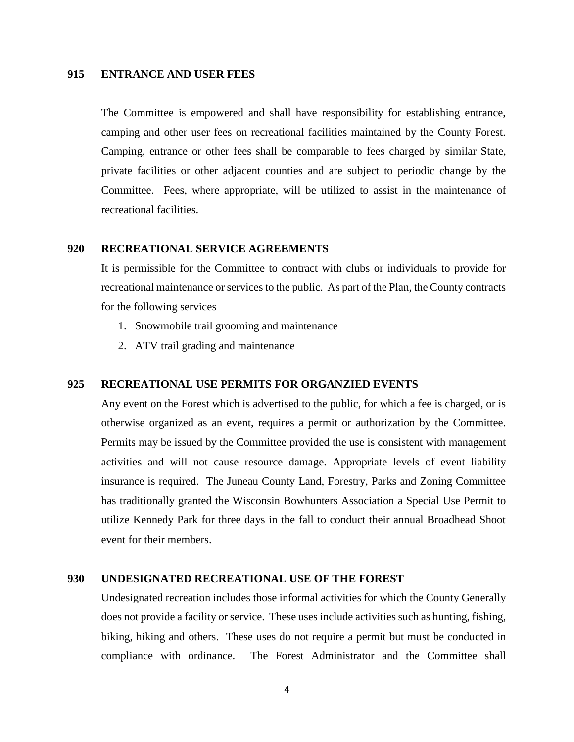## 915 ENTRANCE AND USER FEES

The Committee is empowered and shall have responsibility for establishing entrance, camping and other user fees on recreational facilities maintained by the County Forest. Camping, entrance or other fees shall be comparable to fees charged by similar State, private facilities or other adjacent counties and are subject to periodic change by the Committee. Fees, where appropriate, will be utilized to assist in the maintenance of recreational facilities.

## 920 RECREATIONAL SERVICE AGREEMENTS

It is permissible for the Committee to contract with clubs or individuals to provide for recreational maintenance or services to the public. As part of the Plan, the County contracts for the following services

1. Snowmobile trail grooming and maintenance
2. ATV trail grading and maintenance

## 925 RECREATIONAL USE PERMITS FOR ORGANZIED EVENTS

Any event on the Forest which is advertised to the public, for which a fee is charged, or is otherwise organized as an event, requires a permit or authorization by the Committee. Permits may be issued by the Committee provided the use is consistent with management activities and will not cause resource damage. Appropriate levels of event liability insurance is required. The Juneau County Land, Forestry, Parks and Zoning Committee has traditionally granted the Wisconsin Bowhunters Association a Special Use Permit to utilize Kennedy Park for three days in the fall to conduct their annual Broadhead Shoot event for their members.

## 930 UNDESIGNATED RECREATIONAL USE OF THE FOREST

Undesignated recreation includes those informal activities for which the County Generally does not provide a facility or service. These uses include activities such as hunting, fishing, biking, hiking and others. These uses do not require a permit but must be conducted in compliance with ordinance. The Forest Administrator and the Committee shall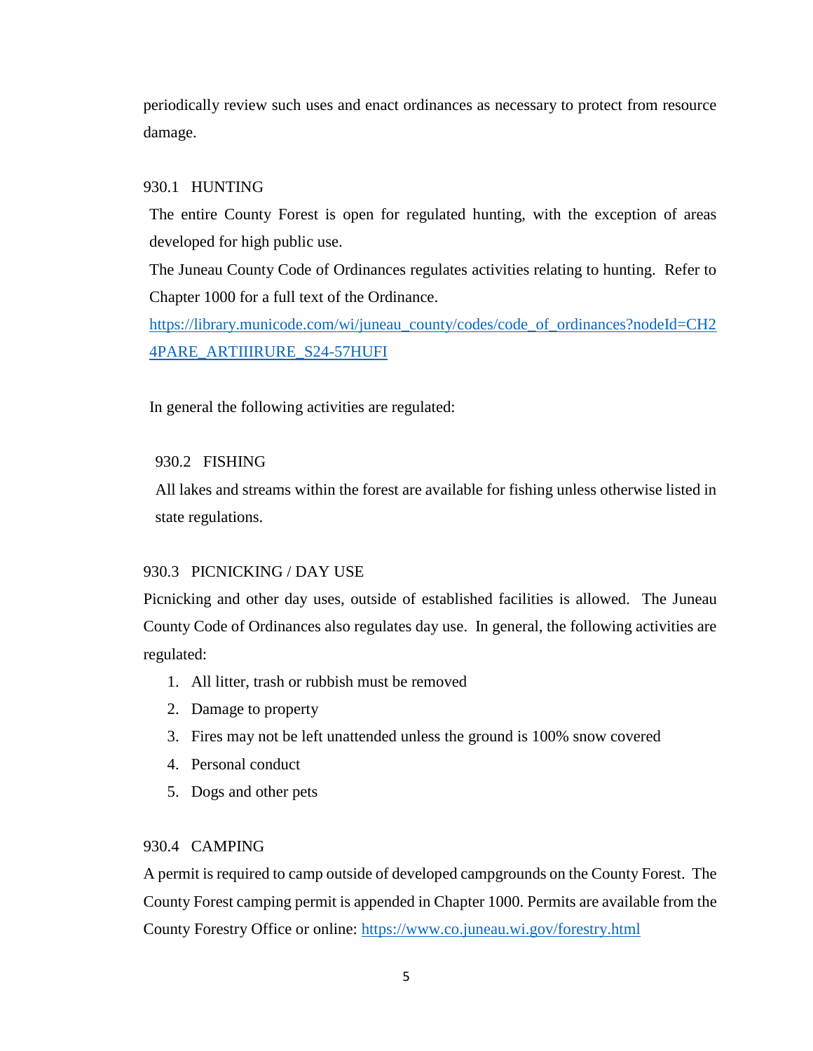periodically review such uses and enact ordinances as necessary to protect from resource damage.

### 930.1 HUNTING

The entire County Forest is open for regulated hunting, with the exception of areas developed for high public use.

The Juneau County Code of Ordinances regulates activities relating to hunting. Refer to Chapter 1000 for a full text of the Ordinance.

[https://library.municode.com/wi/juneau_county/codes/code_of_ordinances?nodeId=CH24PARE_ARTIIIRURE_S24-57HUFI](https://library.municode.com/wi/juneau_county/codes/code_of_ordinances?nodeId=CH24PARE_ARTIIIRURE_S24-57HUFI)

In general the following activities are regulated:

### 930.2 FISHING

All lakes and streams within the forest are available for fishing unless otherwise listed in state regulations.

### 930.3 PICNICKING / DAY USE

Picnicking and other day uses, outside of established facilities is allowed. The Juneau County Code of Ordinances also regulates day use. In general, the following activities are regulated:

1. All litter, trash or rubbish must be removed
2. Damage to property
3. Fires may not be left unattended unless the ground is 100% snow covered
4. Personal conduct
5. Dogs and other pets

### 930.4 CAMPING

A permit is required to camp outside of developed campgrounds on the County Forest. The County Forest camping permit is appended in Chapter 1000. Permits are available from the County Forestry Office or online: [https://www.co.juneau.wi.gov/forestry.html](https://www.co.juneau.wi.gov/forestry.html)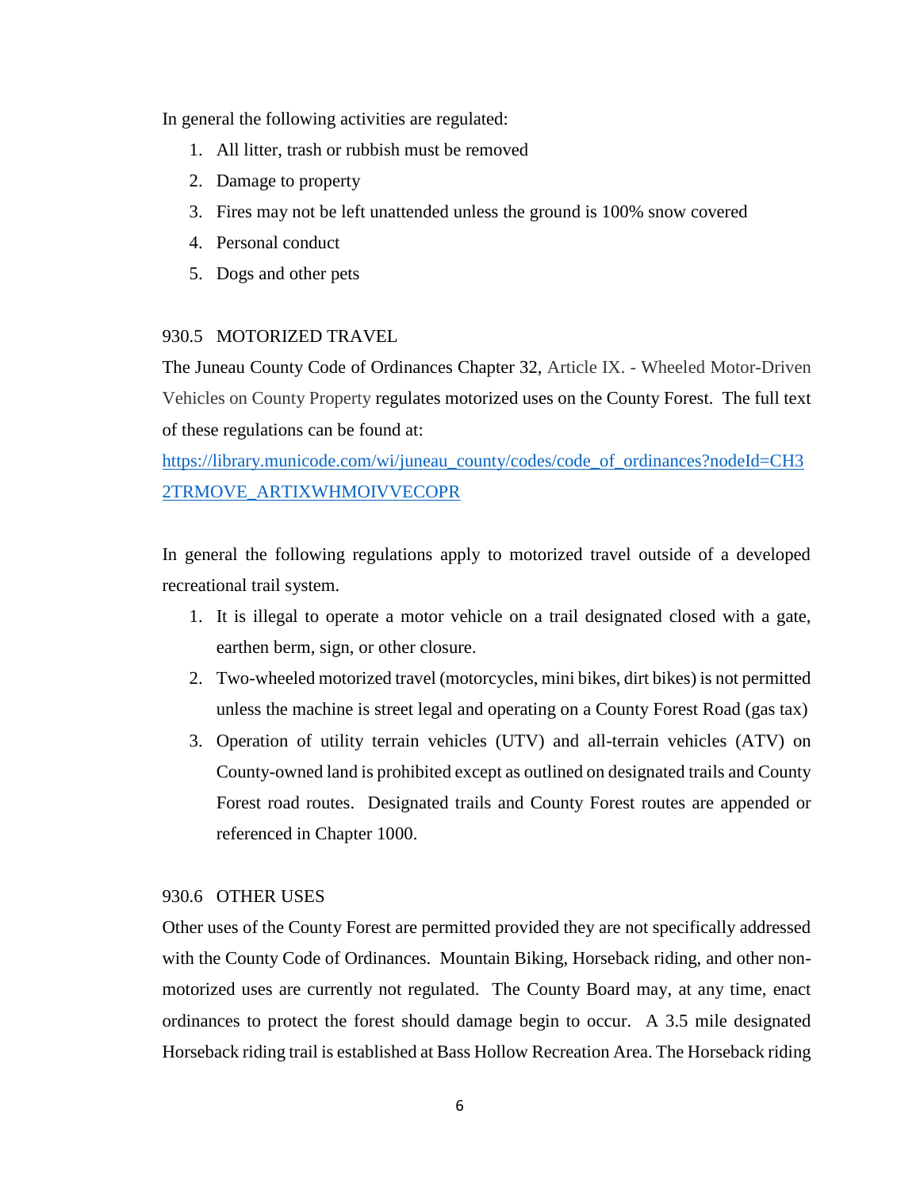In general the following activities are regulated:

1. All litter, trash or rubbish must be removed
2. Damage to property
3. Fires may not be left unattended unless the ground is 100% snow covered
4. Personal conduct
5. Dogs and other pets

## 930.5 MOTORIZED TRAVEL

The Juneau County Code of Ordinances Chapter 32, Article IX. - Wheeled Motor-Driven Vehicles on County Property regulates motorized uses on the County Forest. The full text of these regulations can be found at:

[https://library.municode.com/wi/juneau_county/codes/code_of_ordinances?nodeId=CH32TRMOVE_ARTIXWHMOIVVECOPR](https://library.municode.com/wi/juneau_county/codes/code_of_ordinances?nodeId=CH32TRMOVE_ARTIXWHMOIVVECOPR)

In general the following regulations apply to motorized travel outside of a developed recreational trail system.

1. It is illegal to operate a motor vehicle on a trail designated closed with a gate, earthen berm, sign, or other closure.
2. Two-wheeled motorized travel (motorcycles, mini bikes, dirt bikes) is not permitted unless the machine is street legal and operating on a County Forest Road (gas tax)
3. Operation of utility terrain vehicles (UTV) and all-terrain vehicles (ATV) on County-owned land is prohibited except as outlined on designated trails and County Forest road routes. Designated trails and County Forest routes are appended or referenced in Chapter 1000.

## 930.6 OTHER USES

Other uses of the County Forest are permitted provided they are not specifically addressed with the County Code of Ordinances. Mountain Biking, Horseback riding, and other non-motorized uses are currently not regulated. The County Board may, at any time, enact ordinances to protect the forest should damage begin to occur. A 3.5 mile designated Horseback riding trail is established at Bass Hollow Recreation Area. The Horseback riding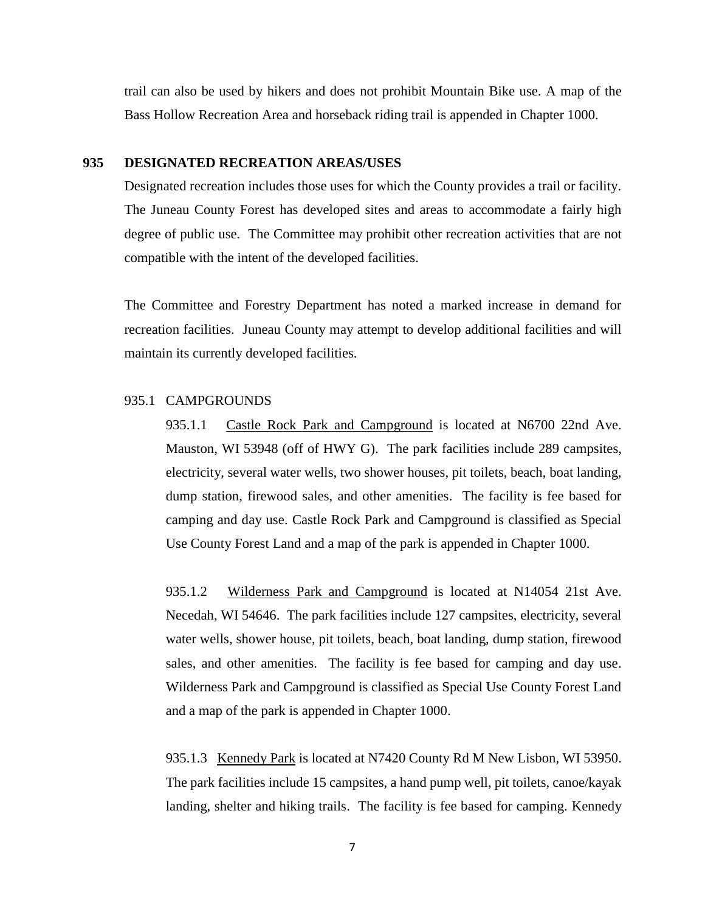trail can also be used by hikers and does not prohibit Mountain Bike use. A map of the Bass Hollow Recreation Area and horseback riding trail is appended in Chapter 1000.

## 935 DESIGNATED RECREATION AREAS/USES

Designated recreation includes those uses for which the County provides a trail or facility. The Juneau County Forest has developed sites and areas to accommodate a fairly high degree of public use. The Committee may prohibit other recreation activities that are not compatible with the intent of the developed facilities.

The Committee and Forestry Department has noted a marked increase in demand for recreation facilities. Juneau County may attempt to develop additional facilities and will maintain its currently developed facilities.

### 935.1 CAMPGROUNDS

935.1.1 Castle Rock Park and Campground is located at N6700 22nd Ave. Mauston, WI 53948 (off of HWY G). The park facilities include 289 campsites, electricity, several water wells, two shower houses, pit toilets, beach, boat landing, dump station, firewood sales, and other amenities. The facility is fee based for camping and day use. Castle Rock Park and Campground is classified as Special Use County Forest Land and a map of the park is appended in Chapter 1000.

935.1.2 Wilderness Park and Campground is located at N14054 21st Ave. Necedah, WI 54646. The park facilities include 127 campsites, electricity, several water wells, shower house, pit toilets, beach, boat landing, dump station, firewood sales, and other amenities. The facility is fee based for camping and day use. Wilderness Park and Campground is classified as Special Use County Forest Land and a map of the park is appended in Chapter 1000.

935.1.3 Kennedy Park is located at N7420 County Rd M New Lisbon, WI 53950. The park facilities include 15 campsites, a hand pump well, pit toilets, canoe/kayak landing, shelter and hiking trails. The facility is fee based for camping. Kennedy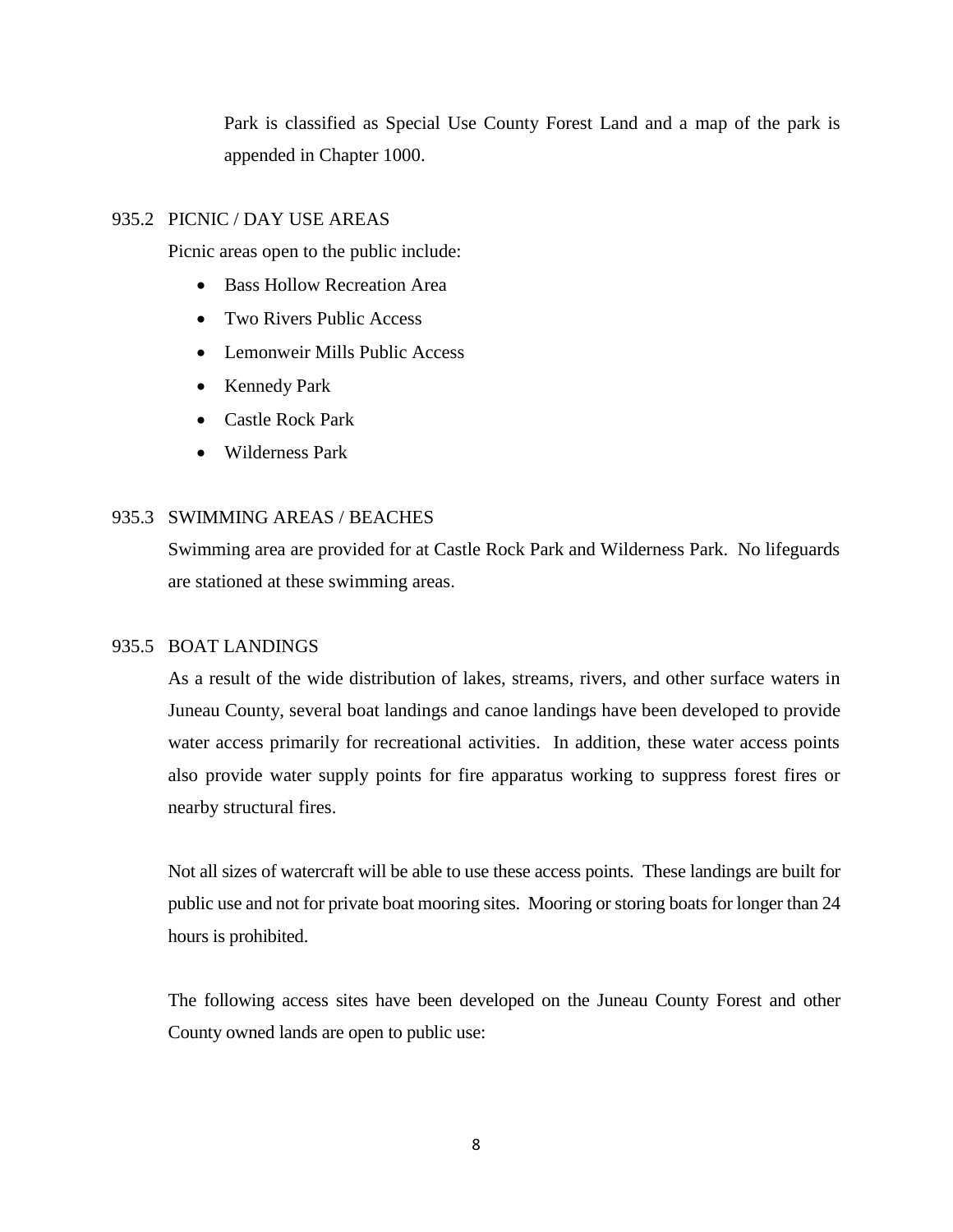Park is classified as Special Use County Forest Land and a map of the park is appended in Chapter 1000.

### 935.2 PICNIC / DAY USE AREAS

Picnic areas open to the public include:

- Bass Hollow Recreation Area
- Two Rivers Public Access
- Lemonweir Mills Public Access
- Kennedy Park
- Castle Rock Park
- Wilderness Park

### 935.3 SWIMMING AREAS / BEACHES

Swimming area are provided for at Castle Rock Park and Wilderness Park. No lifeguards are stationed at these swimming areas.

### 935.5 BOAT LANDINGS

As a result of the wide distribution of lakes, streams, rivers, and other surface waters in Juneau County, several boat landings and canoe landings have been developed to provide water access primarily for recreational activities. In addition, these water access points also provide water supply points for fire apparatus working to suppress forest fires or nearby structural fires.

Not all sizes of watercraft will be able to use these access points. These landings are built for public use and not for private boat mooring sites. Mooring or storing boats for longer than 24 hours is prohibited.

The following access sites have been developed on the Juneau County Forest and other County owned lands are open to public use: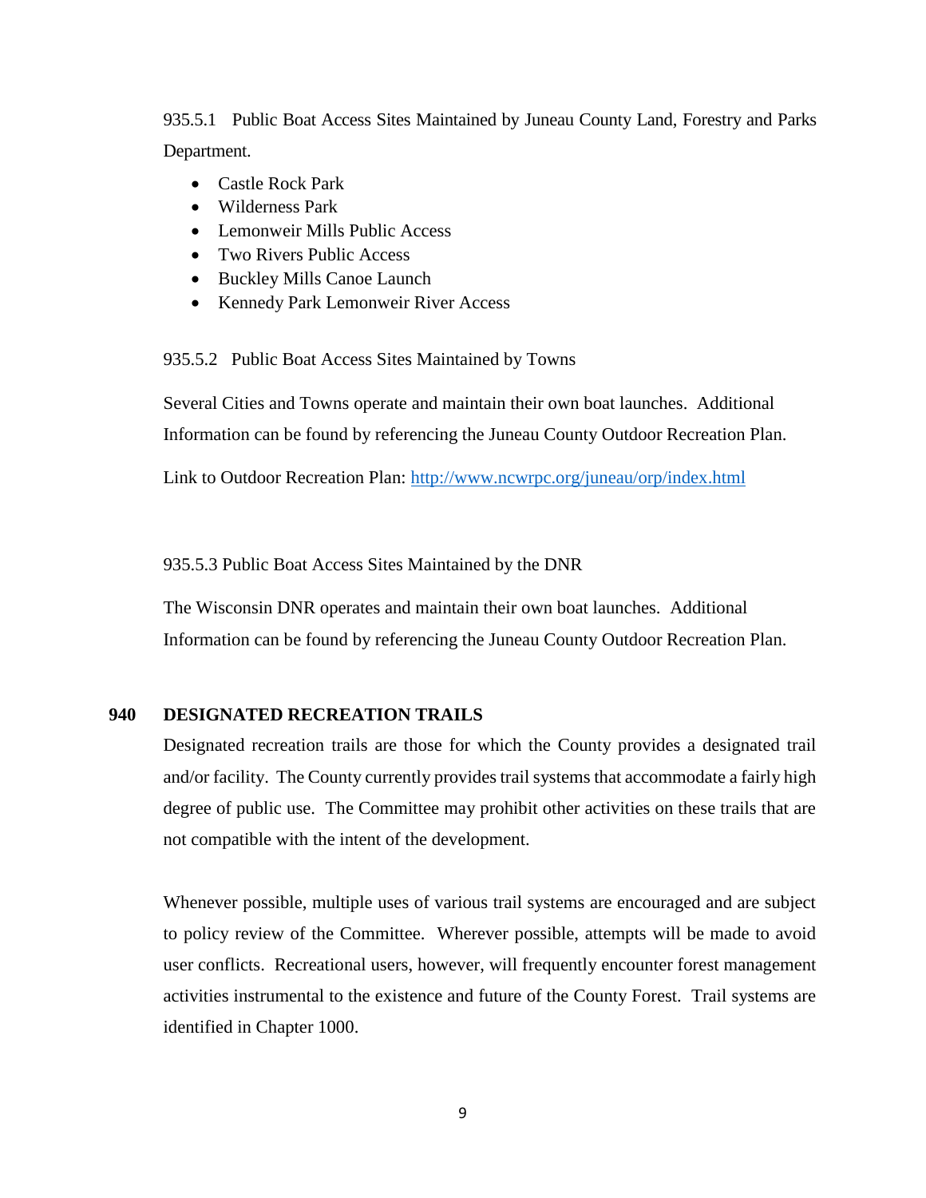935.5.1 Public Boat Access Sites Maintained by Juneau County Land, Forestry and Parks Department.

- Castle Rock Park
- Wilderness Park
- Lemonweir Mills Public Access
- Two Rivers Public Access
- Buckley Mills Canoe Launch
- Kennedy Park Lemonweir River Access

935.5.2 Public Boat Access Sites Maintained by Towns

Several Cities and Towns operate and maintain their own boat launches. Additional Information can be found by referencing the Juneau County Outdoor Recreation Plan.

Link to Outdoor Recreation Plan: [http://www.ncwrpc.org/juneau/orp/index.html](http://www.ncwrpc.org/juneau/orp/index.html)

935.5.3 Public Boat Access Sites Maintained by the DNR

The Wisconsin DNR operates and maintain their own boat launches. Additional Information can be found by referencing the Juneau County Outdoor Recreation Plan.

## 940 DESIGNATED RECREATION TRAILS

Designated recreation trails are those for which the County provides a designated trail and/or facility. The County currently provides trail systems that accommodate a fairly high degree of public use. The Committee may prohibit other activities on these trails that are not compatible with the intent of the development.

Whenever possible, multiple uses of various trail systems are encouraged and are subject to policy review of the Committee. Wherever possible, attempts will be made to avoid user conflicts. Recreational users, however, will frequently encounter forest management activities instrumental to the existence and future of the County Forest. Trail systems are identified in Chapter 1000.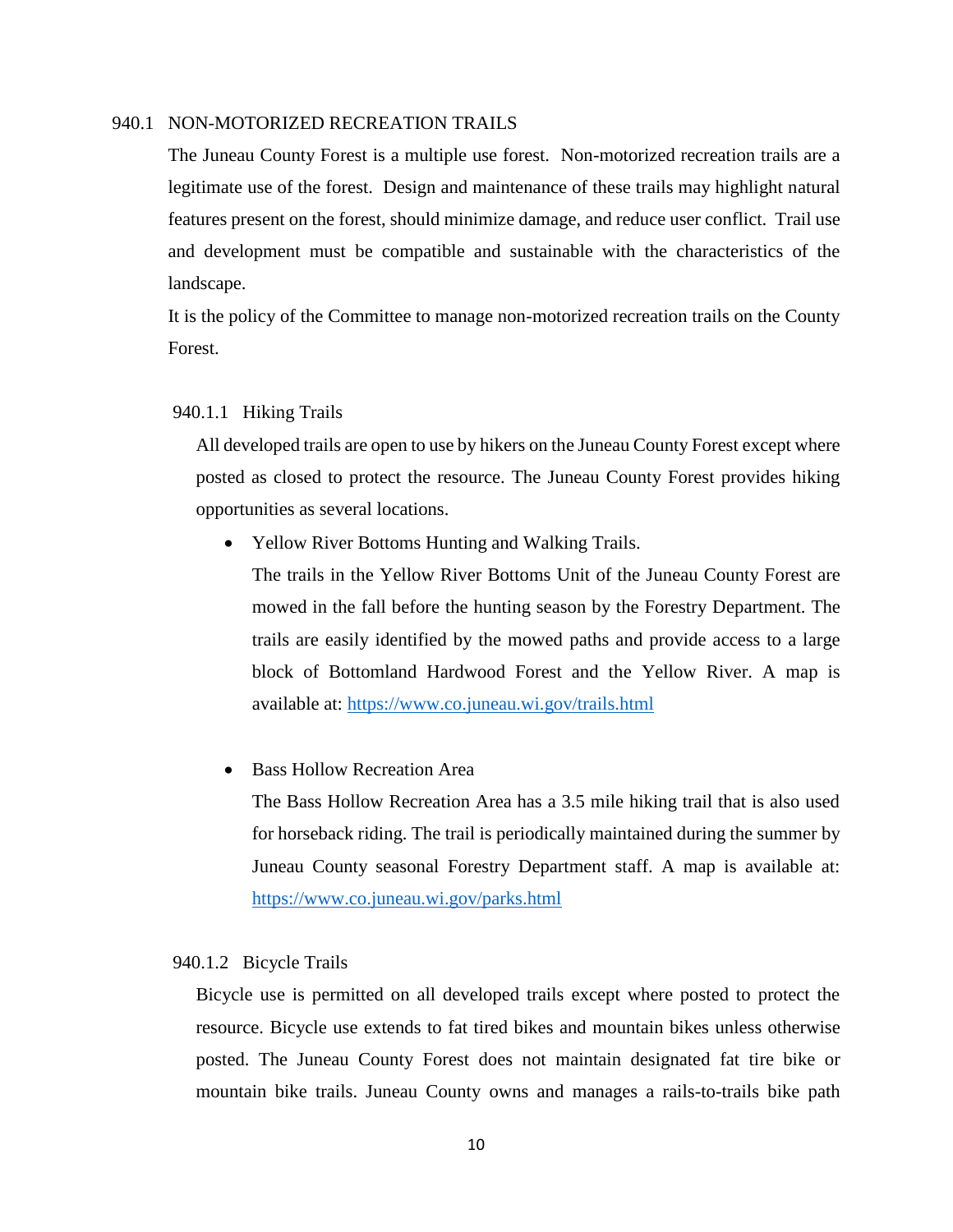## 940.1 NON-MOTORIZED RECREATION TRAILS

The Juneau County Forest is a multiple use forest. Non-motorized recreation trails are a legitimate use of the forest. Design and maintenance of these trails may highlight natural features present on the forest, should minimize damage, and reduce user conflict. Trail use and development must be compatible and sustainable with the characteristics of the landscape.

It is the policy of the Committee to manage non-motorized recreation trails on the County Forest.

### 940.1.1 Hiking Trails

All developed trails are open to use by hikers on the Juneau County Forest except where posted as closed to protect the resource. The Juneau County Forest provides hiking opportunities as several locations.

- Yellow River Bottoms Hunting and Walking Trails.

  The trails in the Yellow River Bottoms Unit of the Juneau County Forest are mowed in the fall before the hunting season by the Forestry Department. The trails are easily identified by the mowed paths and provide access to a large block of Bottomland Hardwood Forest and the Yellow River. A map is available at: [https://www.co.juneau.wi.gov/trails.html](https://www.co.juneau.wi.gov/trails.html)

- Bass Hollow Recreation Area

  The Bass Hollow Recreation Area has a 3.5 mile hiking trail that is also used for horseback riding. The trail is periodically maintained during the summer by Juneau County seasonal Forestry Department staff. A map is available at: [https://www.co.juneau.wi.gov/parks.html](https://www.co.juneau.wi.gov/parks.html)

### 940.1.2 Bicycle Trails

Bicycle use is permitted on all developed trails except where posted to protect the resource. Bicycle use extends to fat tired bikes and mountain bikes unless otherwise posted. The Juneau County Forest does not maintain designated fat tire bike or mountain bike trails. Juneau County owns and manages a rails-to-trails bike path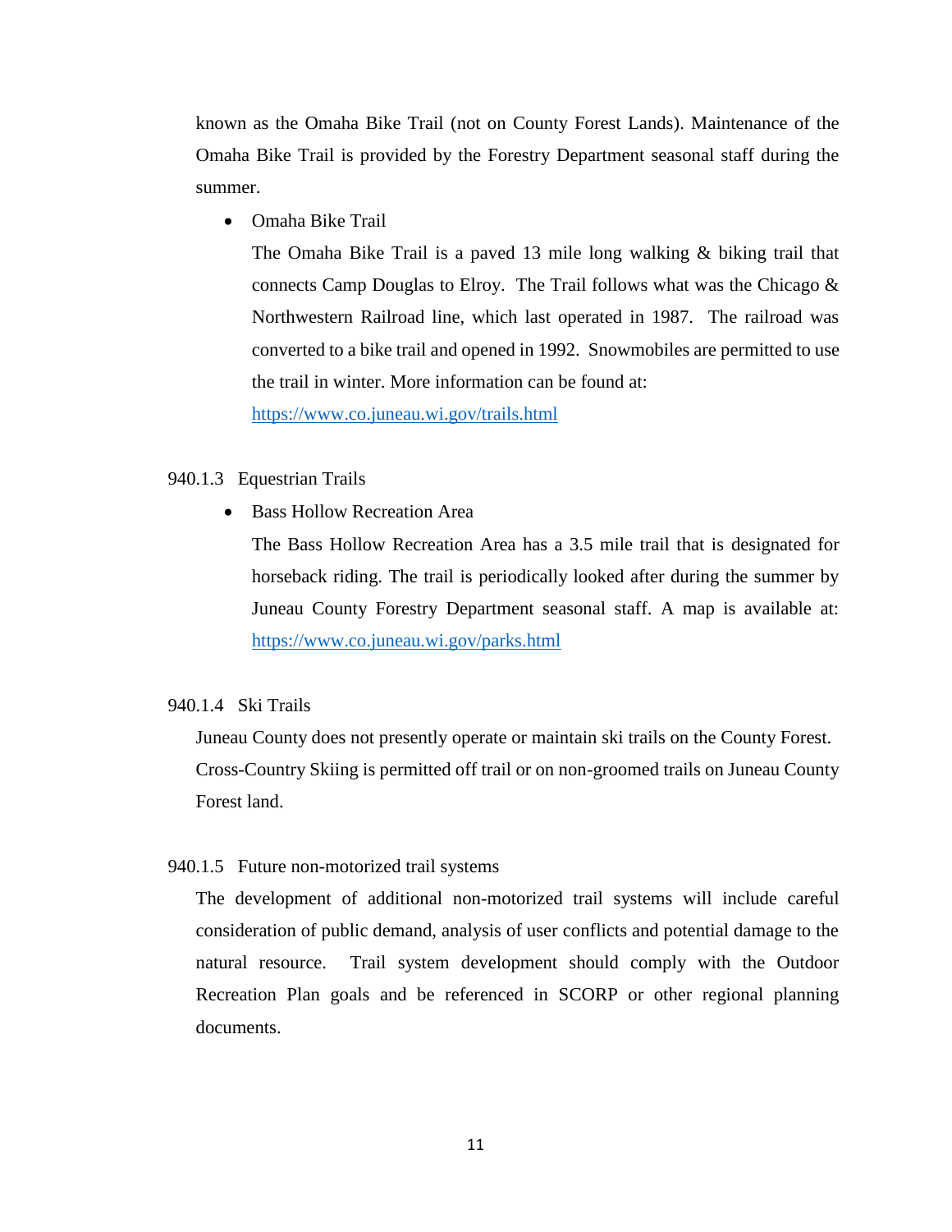known as the Omaha Bike Trail (not on County Forest Lands). Maintenance of the Omaha Bike Trail is provided by the Forestry Department seasonal staff during the summer.

- Omaha Bike Trail

  The Omaha Bike Trail is a paved 13 mile long walking & biking trail that connects Camp Douglas to Elroy. The Trail follows what was the Chicago & Northwestern Railroad line, which last operated in 1987. The railroad was converted to a bike trail and opened in 1992. Snowmobiles are permitted to use the trail in winter. More information can be found at: https://www.co.juneau.wi.gov/trails.html

### 940.1.3 Equestrian Trails

- Bass Hollow Recreation Area

  The Bass Hollow Recreation Area has a 3.5 mile trail that is designated for horseback riding. The trail is periodically looked after during the summer by Juneau County Forestry Department seasonal staff. A map is available at: https://www.co.juneau.wi.gov/parks.html

### 940.1.4 Ski Trails

Juneau County does not presently operate or maintain ski trails on the County Forest. Cross-Country Skiing is permitted off trail or on non-groomed trails on Juneau County Forest land.

### 940.1.5 Future non-motorized trail systems

The development of additional non-motorized trail systems will include careful consideration of public demand, analysis of user conflicts and potential damage to the natural resource. Trail system development should comply with the Outdoor Recreation Plan goals and be referenced in SCORP or other regional planning documents.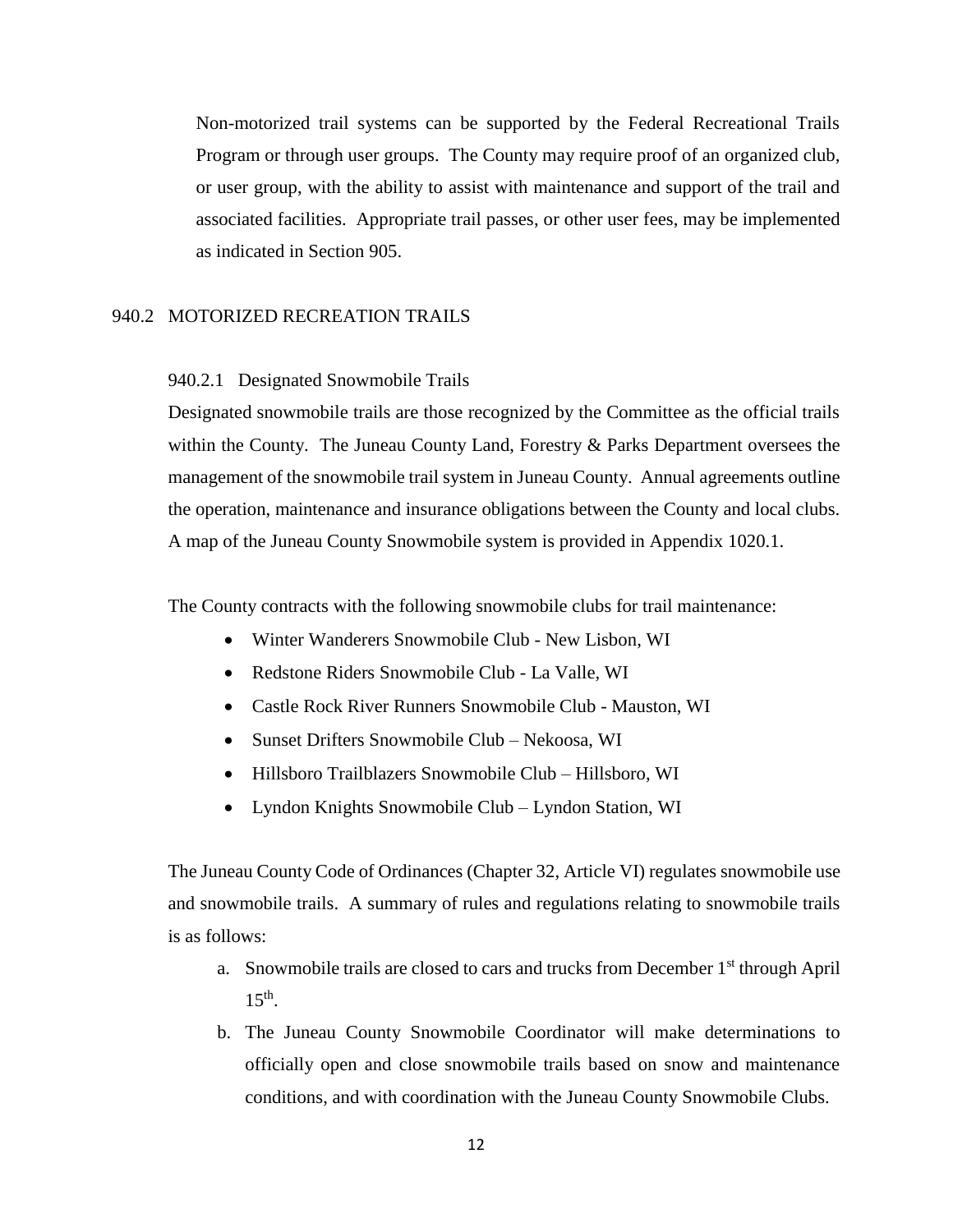Non-motorized trail systems can be supported by the Federal Recreational Trails Program or through user groups. The County may require proof of an organized club, or user group, with the ability to assist with maintenance and support of the trail and associated facilities. Appropriate trail passes, or other user fees, may be implemented as indicated in Section 905.

## 940.2 MOTORIZED RECREATION TRAILS

### 940.2.1 Designated Snowmobile Trails

Designated snowmobile trails are those recognized by the Committee as the official trails within the County. The Juneau County Land, Forestry & Parks Department oversees the management of the snowmobile trail system in Juneau County. Annual agreements outline the operation, maintenance and insurance obligations between the County and local clubs. A map of the Juneau County Snowmobile system is provided in Appendix 1020.1.

The County contracts with the following snowmobile clubs for trail maintenance:

- Winter Wanderers Snowmobile Club - New Lisbon, WI
- Redstone Riders Snowmobile Club - La Valle, WI
- Castle Rock River Runners Snowmobile Club - Mauston, WI
- Sunset Drifters Snowmobile Club – Nekoosa, WI
- Hillsboro Trailblazers Snowmobile Club – Hillsboro, WI
- Lyndon Knights Snowmobile Club – Lyndon Station, WI

The Juneau County Code of Ordinances (Chapter 32, Article VI) regulates snowmobile use and snowmobile trails. A summary of rules and regulations relating to snowmobile trails is as follows:

a. Snowmobile trails are closed to cars and trucks from December 1st through April 15th.
b. The Juneau County Snowmobile Coordinator will make determinations to officially open and close snowmobile trails based on snow and maintenance conditions, and with coordination with the Juneau County Snowmobile Clubs.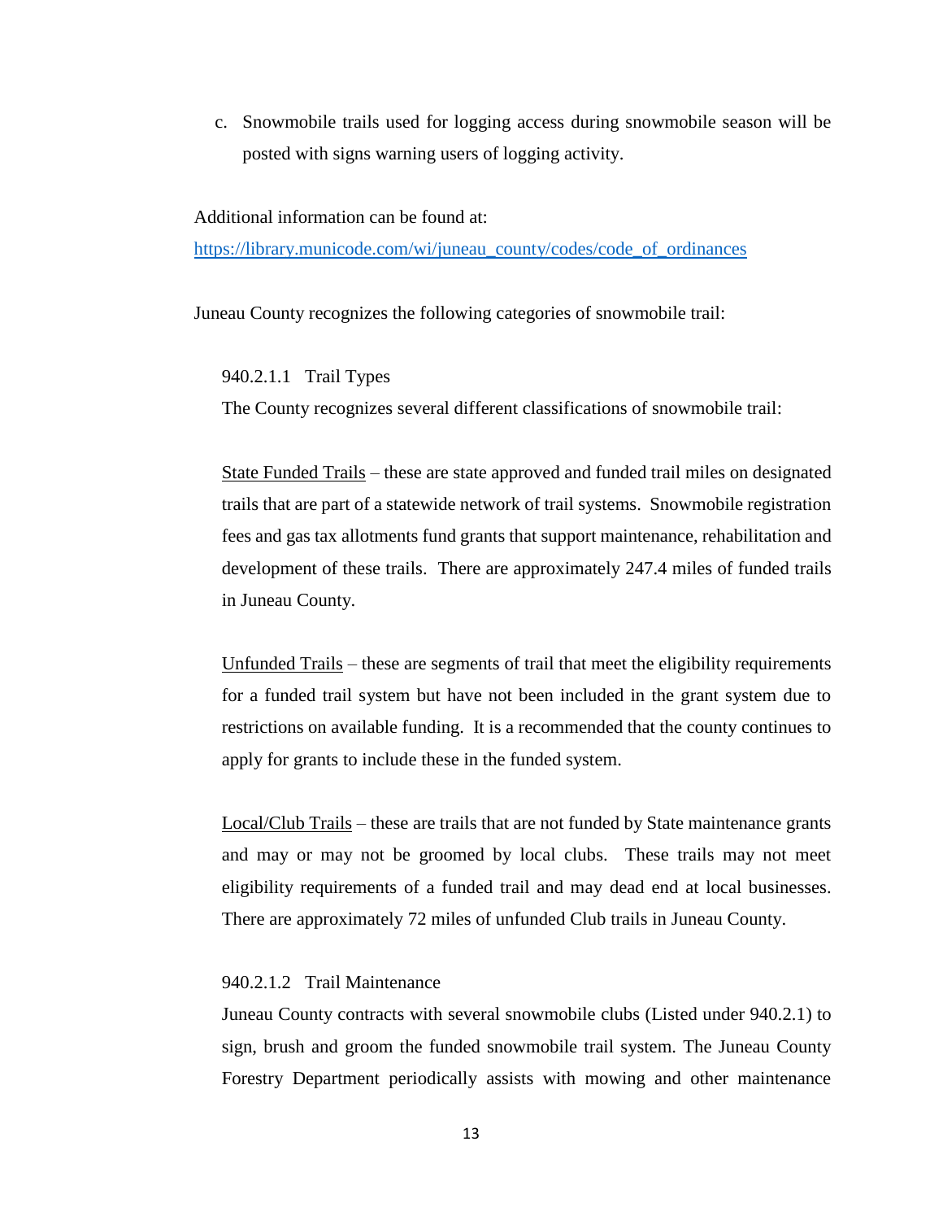c. Snowmobile trails used for logging access during snowmobile season will be posted with signs warning users of logging activity.

Additional information can be found at:
https://library.municode.com/wi/juneau_county/codes/code_of_ordinances

Juneau County recognizes the following categories of snowmobile trail:

#### 940.2.1.1 Trail Types

The County recognizes several different classifications of snowmobile trail:

State Funded Trails – these are state approved and funded trail miles on designated trails that are part of a statewide network of trail systems. Snowmobile registration fees and gas tax allotments fund grants that support maintenance, rehabilitation and development of these trails. There are approximately 247.4 miles of funded trails in Juneau County.

Unfunded Trails – these are segments of trail that meet the eligibility requirements for a funded trail system but have not been included in the grant system due to restrictions on available funding. It is a recommended that the county continues to apply for grants to include these in the funded system.

Local/Club Trails – these are trails that are not funded by State maintenance grants and may or may not be groomed by local clubs. These trails may not meet eligibility requirements of a funded trail and may dead end at local businesses. There are approximately 72 miles of unfunded Club trails in Juneau County.

#### 940.2.1.2 Trail Maintenance

Juneau County contracts with several snowmobile clubs (Listed under 940.2.1) to sign, brush and groom the funded snowmobile trail system. The Juneau County Forestry Department periodically assists with mowing and other maintenance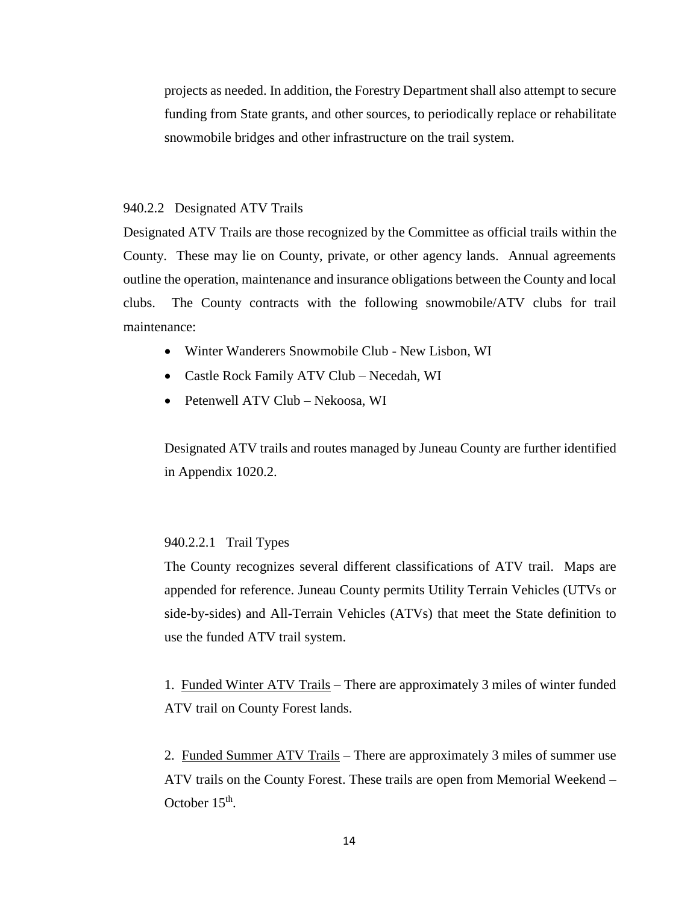projects as needed. In addition, the Forestry Department shall also attempt to secure funding from State grants, and other sources, to periodically replace or rehabilitate snowmobile bridges and other infrastructure on the trail system.

### 940.2.2 Designated ATV Trails

Designated ATV Trails are those recognized by the Committee as official trails within the County. These may lie on County, private, or other agency lands. Annual agreements outline the operation, maintenance and insurance obligations between the County and local clubs. The County contracts with the following snowmobile/ATV clubs for trail maintenance:

- Winter Wanderers Snowmobile Club - New Lisbon, WI
- Castle Rock Family ATV Club – Necedah, WI
- Petenwell ATV Club – Nekoosa, WI

Designated ATV trails and routes managed by Juneau County are further identified in Appendix 1020.2.

#### 940.2.2.1 Trail Types

The County recognizes several different classifications of ATV trail. Maps are appended for reference. Juneau County permits Utility Terrain Vehicles (UTVs or side-by-sides) and All-Terrain Vehicles (ATVs) that meet the State definition to use the funded ATV trail system.

1. <u>Funded Winter ATV Trails</u> – There are approximately 3 miles of winter funded ATV trail on County Forest lands.

2. <u>Funded Summer ATV Trails</u> – There are approximately 3 miles of summer use ATV trails on the County Forest. These trails are open from Memorial Weekend – October 15th.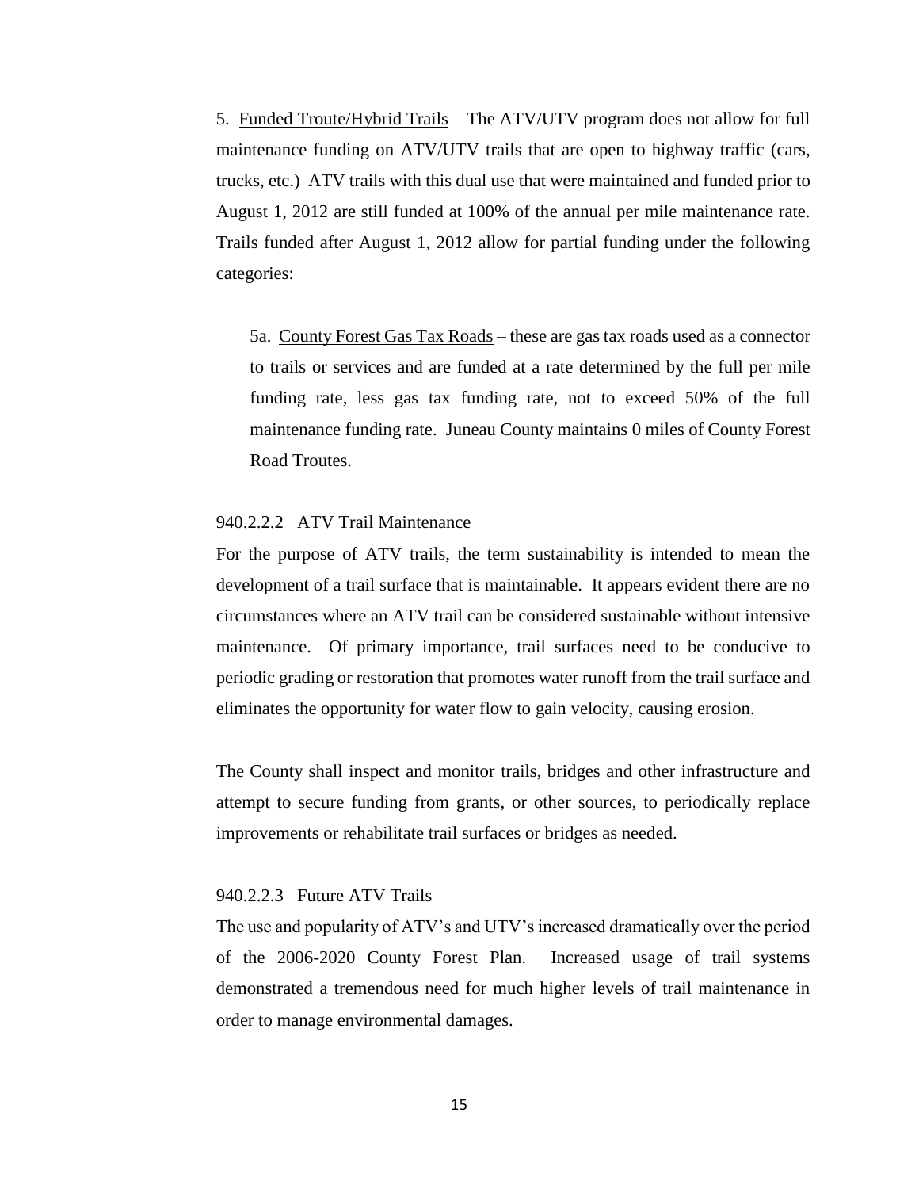5. Funded Troute/Hybrid Trails – The ATV/UTV program does not allow for full maintenance funding on ATV/UTV trails that are open to highway traffic (cars, trucks, etc.) ATV trails with this dual use that were maintained and funded prior to August 1, 2012 are still funded at 100% of the annual per mile maintenance rate. Trails funded after August 1, 2012 allow for partial funding under the following categories:

5a. County Forest Gas Tax Roads – these are gas tax roads used as a connector to trails or services and are funded at a rate determined by the full per mile funding rate, less gas tax funding rate, not to exceed 50% of the full maintenance funding rate. Juneau County maintains 0 miles of County Forest Road Troutes.

### 940.2.2.2 ATV Trail Maintenance

For the purpose of ATV trails, the term sustainability is intended to mean the development of a trail surface that is maintainable. It appears evident there are no circumstances where an ATV trail can be considered sustainable without intensive maintenance. Of primary importance, trail surfaces need to be conducive to periodic grading or restoration that promotes water runoff from the trail surface and eliminates the opportunity for water flow to gain velocity, causing erosion.

The County shall inspect and monitor trails, bridges and other infrastructure and attempt to secure funding from grants, or other sources, to periodically replace improvements or rehabilitate trail surfaces or bridges as needed.

### 940.2.2.3 Future ATV Trails

The use and popularity of ATV's and UTV's increased dramatically over the period of the 2006-2020 County Forest Plan. Increased usage of trail systems demonstrated a tremendous need for much higher levels of trail maintenance in order to manage environmental damages.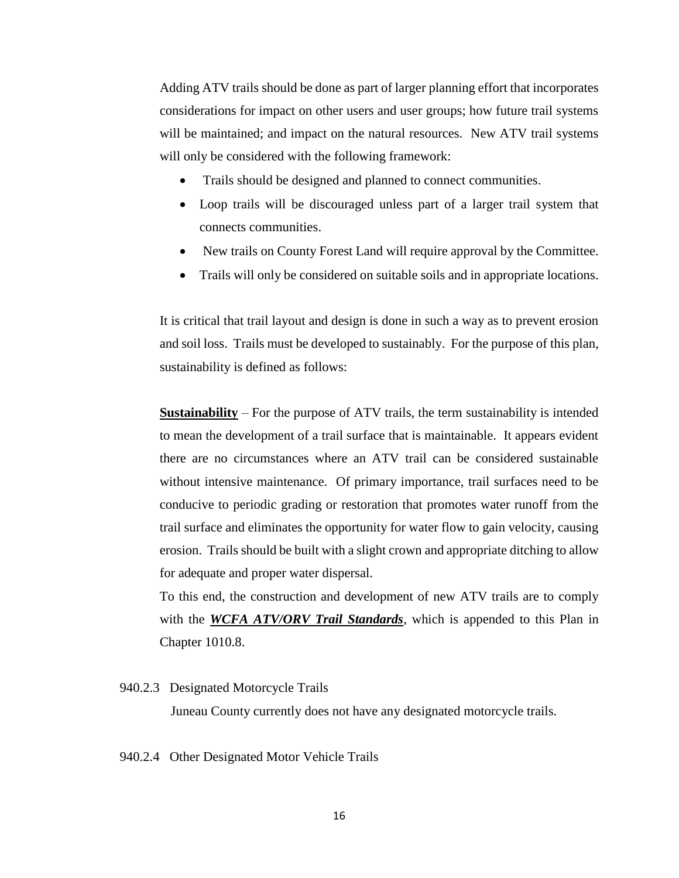Adding ATV trails should be done as part of larger planning effort that incorporates considerations for impact on other users and user groups; how future trail systems will be maintained; and impact on the natural resources. New ATV trail systems will only be considered with the following framework:

- Trails should be designed and planned to connect communities.
- Loop trails will be discouraged unless part of a larger trail system that connects communities.
- New trails on County Forest Land will require approval by the Committee.
- Trails will only be considered on suitable soils and in appropriate locations.

It is critical that trail layout and design is done in such a way as to prevent erosion and soil loss. Trails must be developed to sustainably. For the purpose of this plan, sustainability is defined as follows:

**Sustainability** – For the purpose of ATV trails, the term sustainability is intended to mean the development of a trail surface that is maintainable. It appears evident there are no circumstances where an ATV trail can be considered sustainable without intensive maintenance. Of primary importance, trail surfaces need to be conducive to periodic grading or restoration that promotes water runoff from the trail surface and eliminates the opportunity for water flow to gain velocity, causing erosion. Trails should be built with a slight crown and appropriate ditching to allow for adequate and proper water dispersal.

To this end, the construction and development of new ATV trails are to comply with the ***WCFA ATV/ORV Trail Standards***, which is appended to this Plan in Chapter 1010.8.

### 940.2.3 Designated Motorcycle Trails

Juneau County currently does not have any designated motorcycle trails.

### 940.2.4 Other Designated Motor Vehicle Trails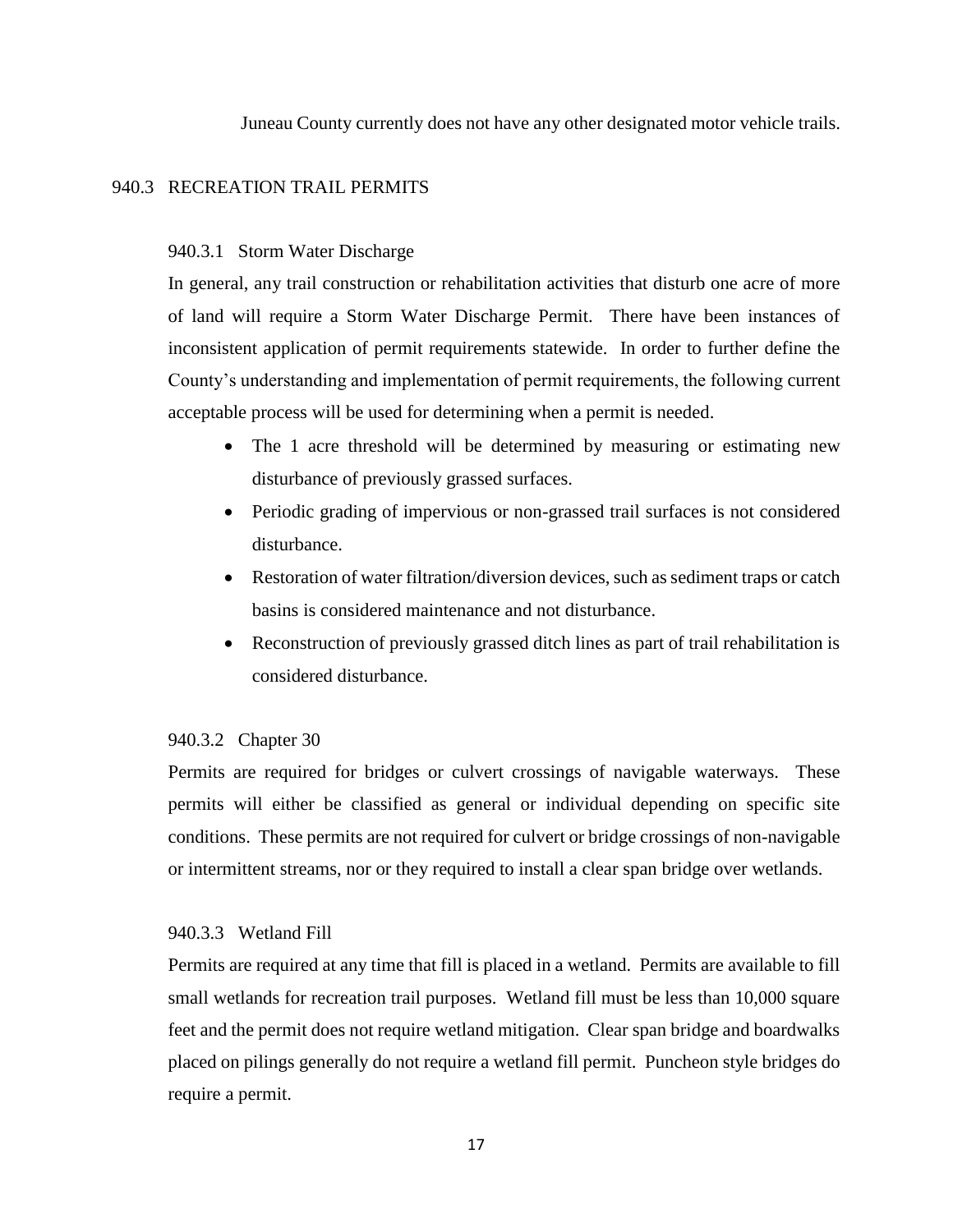Juneau County currently does not have any other designated motor vehicle trails.

## 940.3 RECREATION TRAIL PERMITS

### 940.3.1 Storm Water Discharge

In general, any trail construction or rehabilitation activities that disturb one acre of more of land will require a Storm Water Discharge Permit. There have been instances of inconsistent application of permit requirements statewide. In order to further define the County's understanding and implementation of permit requirements, the following current acceptable process will be used for determining when a permit is needed.

- The 1 acre threshold will be determined by measuring or estimating new disturbance of previously grassed surfaces.
- Periodic grading of impervious or non-grassed trail surfaces is not considered disturbance.
- Restoration of water filtration/diversion devices, such as sediment traps or catch basins is considered maintenance and not disturbance.
- Reconstruction of previously grassed ditch lines as part of trail rehabilitation is considered disturbance.

### 940.3.2 Chapter 30

Permits are required for bridges or culvert crossings of navigable waterways. These permits will either be classified as general or individual depending on specific site conditions. These permits are not required for culvert or bridge crossings of non-navigable or intermittent streams, nor or they required to install a clear span bridge over wetlands.

### 940.3.3 Wetland Fill

Permits are required at any time that fill is placed in a wetland. Permits are available to fill small wetlands for recreation trail purposes. Wetland fill must be less than 10,000 square feet and the permit does not require wetland mitigation. Clear span bridge and boardwalks placed on pilings generally do not require a wetland fill permit. Puncheon style bridges do require a permit.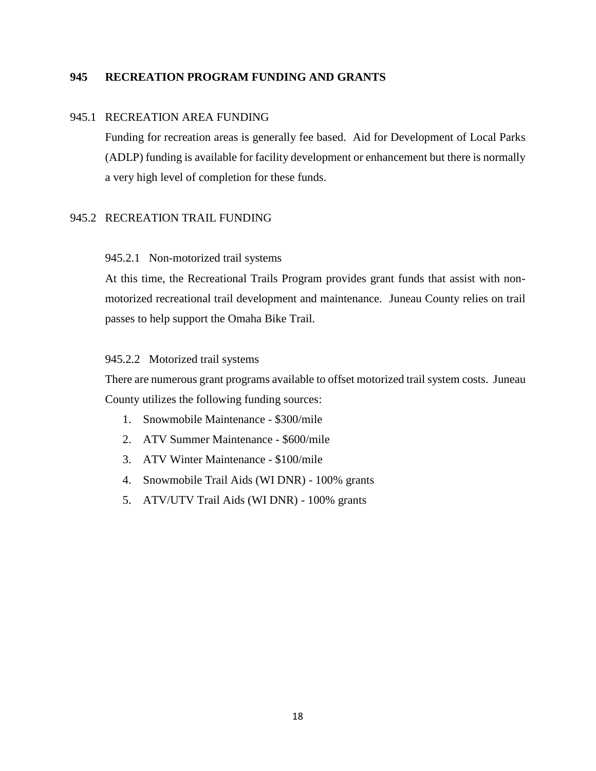## 945 RECREATION PROGRAM FUNDING AND GRANTS

### 945.1 RECREATION AREA FUNDING

Funding for recreation areas is generally fee based. Aid for Development of Local Parks (ADLP) funding is available for facility development or enhancement but there is normally a very high level of completion for these funds.

### 945.2 RECREATION TRAIL FUNDING

#### 945.2.1 Non-motorized trail systems

At this time, the Recreational Trails Program provides grant funds that assist with non-motorized recreational trail development and maintenance. Juneau County relies on trail passes to help support the Omaha Bike Trail.

#### 945.2.2 Motorized trail systems

There are numerous grant programs available to offset motorized trail system costs. Juneau County utilizes the following funding sources:

1. Snowmobile Maintenance - $300/mile
2. ATV Summer Maintenance - $600/mile
3. ATV Winter Maintenance - $100/mile
4. Snowmobile Trail Aids (WI DNR) - 100% grants
5. ATV/UTV Trail Aids (WI DNR) - 100% grants